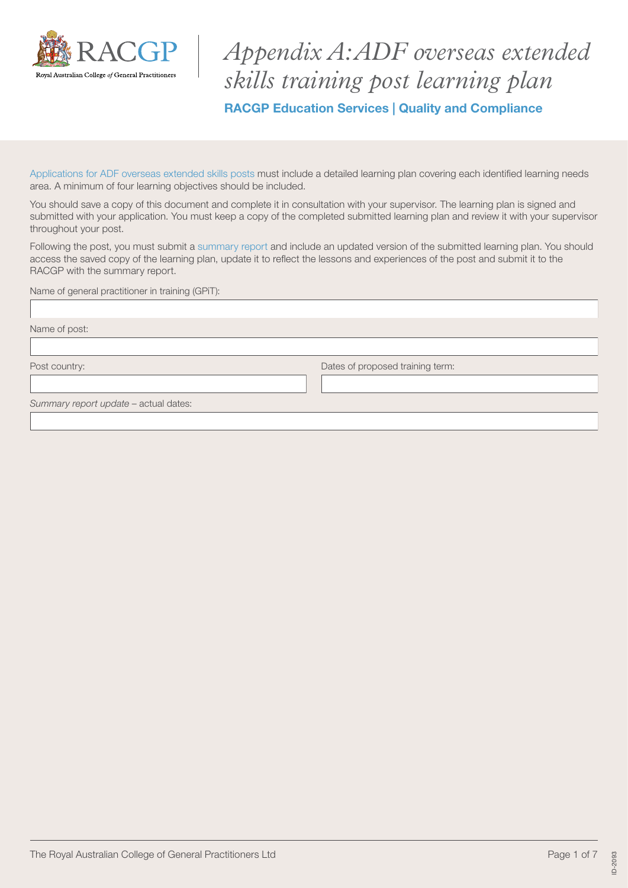# Appendix A: ADF overseas extended skills training post learning plan

**RACGP Education Services | Quality and Compliance**

Applications for ADF overseas extended skills posts must include a detailed learning plan covering each identified learning needs area. A minimum of four learning objectives should be included.

You should save a copy of this document and complete it in consultation with your supervisor. The learning plan is signed and submitted with your application. You must keep a copy of the completed submitted learning plan and review it with your supervisor throughout your post.

Following the post, you must submit a summary report and include an updated version of the submitted learning plan. You should access the saved copy of the learning plan, update it to reflect the lessons and experiences of the post and submit it to the RACGP with the summary report.

Name of general practitioner in training (GPiT):

Name of post:

Post country:

Dates of proposed training term:

*Summary report update* – actual dates: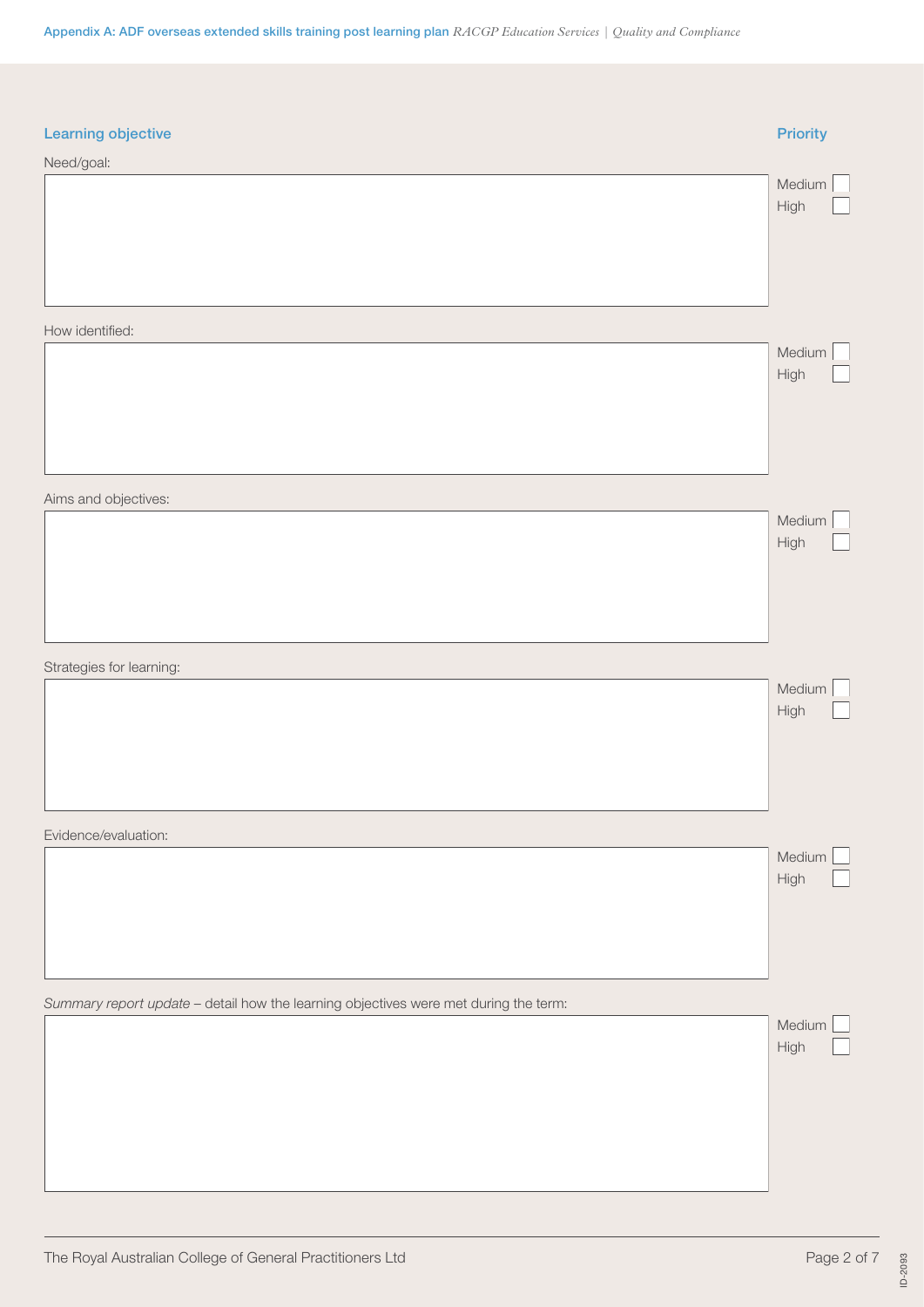## Learning objective

**Priority**

Need/goal:

| | Medium ☐ High ☐ |
|---|---|

How identified:

| | Medium ☐ High ☐ |
|---|---|

Aims and objectives:

| | Medium ☐ High ☐ |
|---|---|

Strategies for learning:

| | Medium ☐ High ☐ |
|---|---|

Evidence/evaluation:

| | Medium ☐ High ☐ |
|---|---|

*Summary report update* – detail how the learning objectives were met during the term:

| | Medium ☐ High ☐ |
|---|---|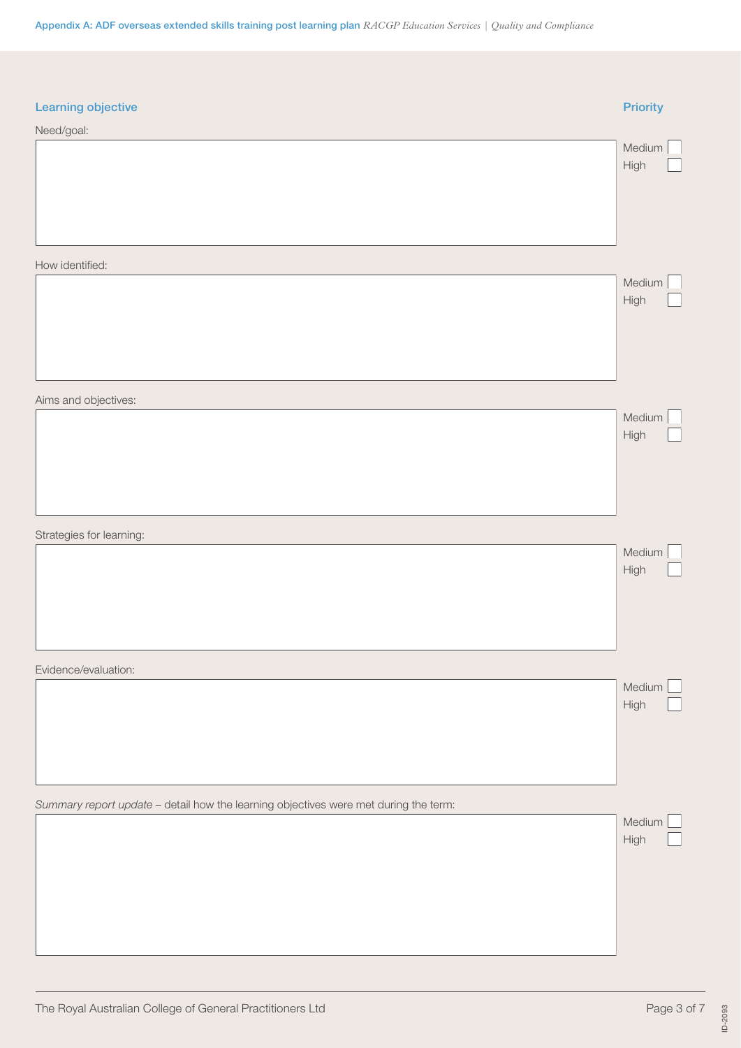## Learning objective

**Priority**

Need/goal:

| | Priority |
|---|---|
| | Medium ☐<br>High ☐ |

How identified:

| | Priority |
|---|---|
| | Medium ☐<br>High ☐ |

Aims and objectives:

| | Priority |
|---|---|
| | Medium ☐<br>High ☐ |

Strategies for learning:

| | Priority |
|---|---|
| | Medium ☐<br>High ☐ |

Evidence/evaluation:

| | Priority |
|---|---|
| | Medium ☐<br>High ☐ |

*Summary report update* – detail how the learning objectives were met during the term:

| | Priority |
|---|---|
| | Medium ☐<br>High ☐ |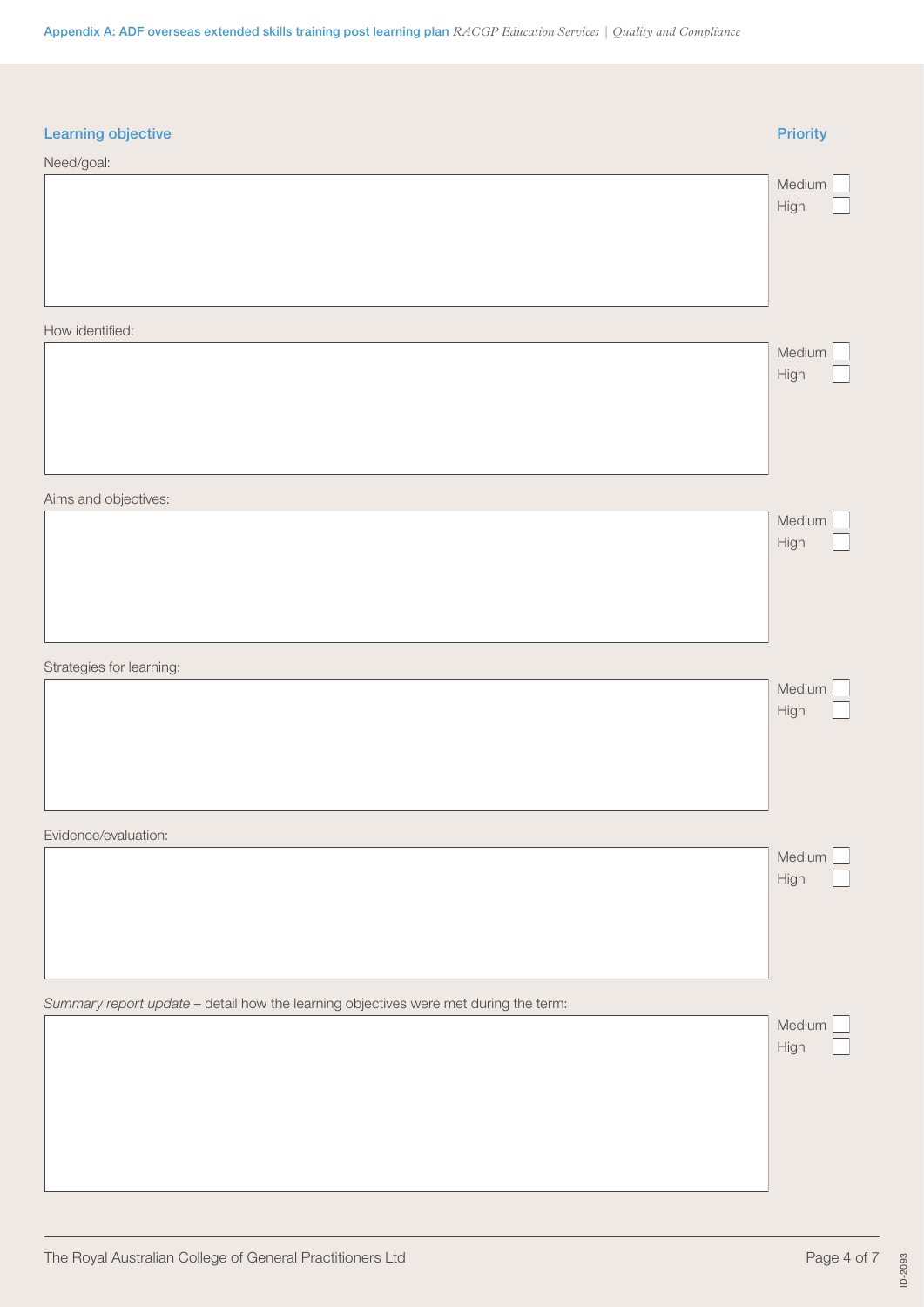| Learning objective | Priority |
|---|---|
| Need/goal: | Medium ☐ High ☐ |
| How identified: | Medium ☐ High ☐ |
| Aims and objectives: | Medium ☐ High ☐ |
| Strategies for learning: | Medium ☐ High ☐ |
| Evidence/evaluation: | Medium ☐ High ☐ |
| *Summary report update* – detail how the learning objectives were met during the term: | Medium ☐ High ☐ |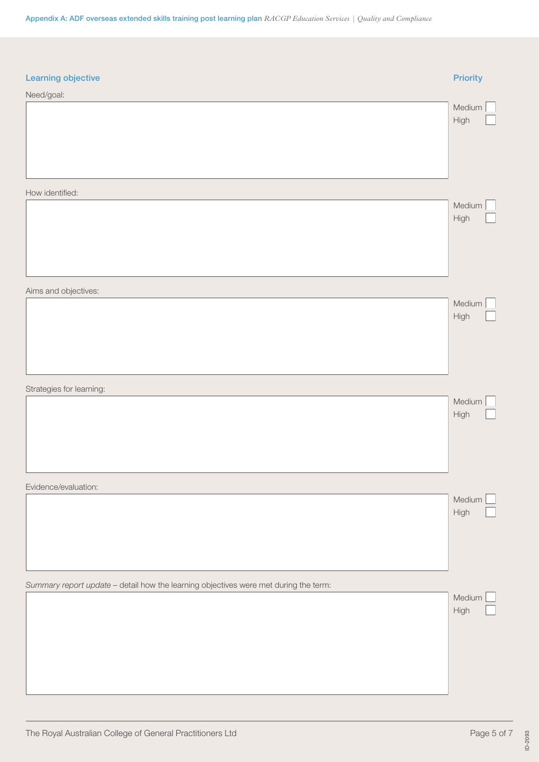## Learning objective

**Priority**

Need/goal:

| | |
|---|---|
| | Medium ☐ High ☐ |

How identified:

| | |
|---|---|
| | Medium ☐ High ☐ |

Aims and objectives:

| | |
|---|---|
| | Medium ☐ High ☐ |

Strategies for learning:

| | |
|---|---|
| | Medium ☐ High ☐ |

Evidence/evaluation:

| | |
|---|---|
| | Medium ☐ High ☐ |

*Summary report update* – detail how the learning objectives were met during the term:

| | |
|---|---|
| | Medium ☐ High ☐ |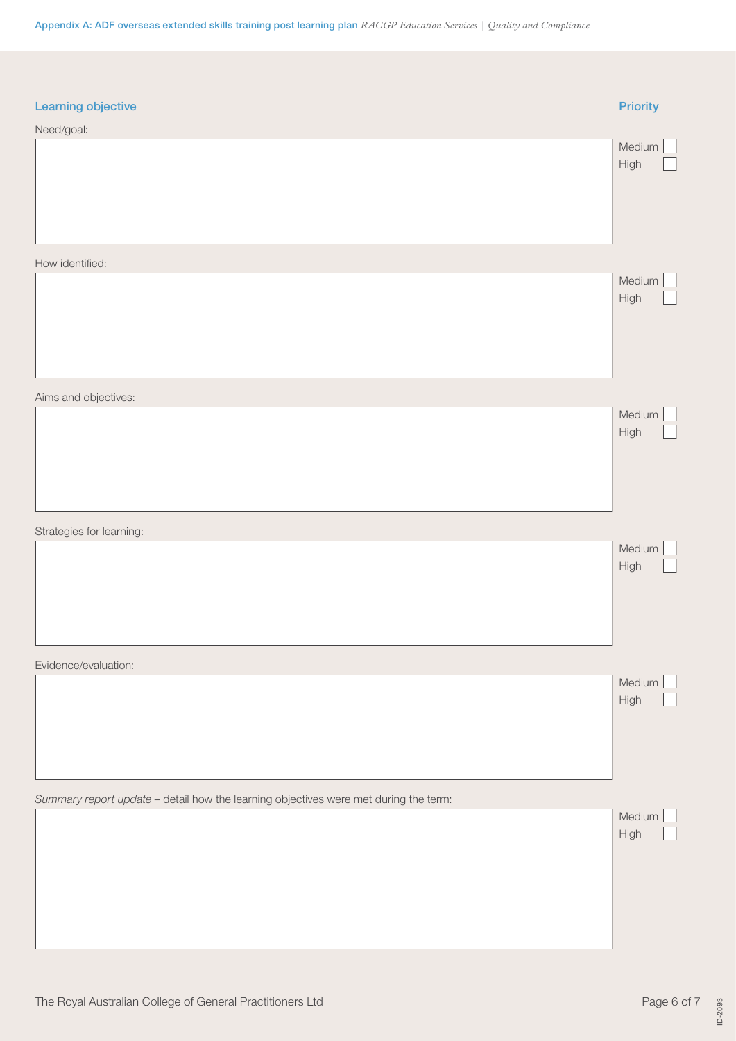| Learning objective | Priority |
| --- | --- |
| Need/goal: | Medium ☐ High ☐ |
| How identified: | Medium ☐ High ☐ |
| Aims and objectives: | Medium ☐ High ☐ |
| Strategies for learning: | Medium ☐ High ☐ |
| Evidence/evaluation: | Medium ☐ High ☐ |
| *Summary report update* – detail how the learning objectives were met during the term: | Medium ☐ High ☐ |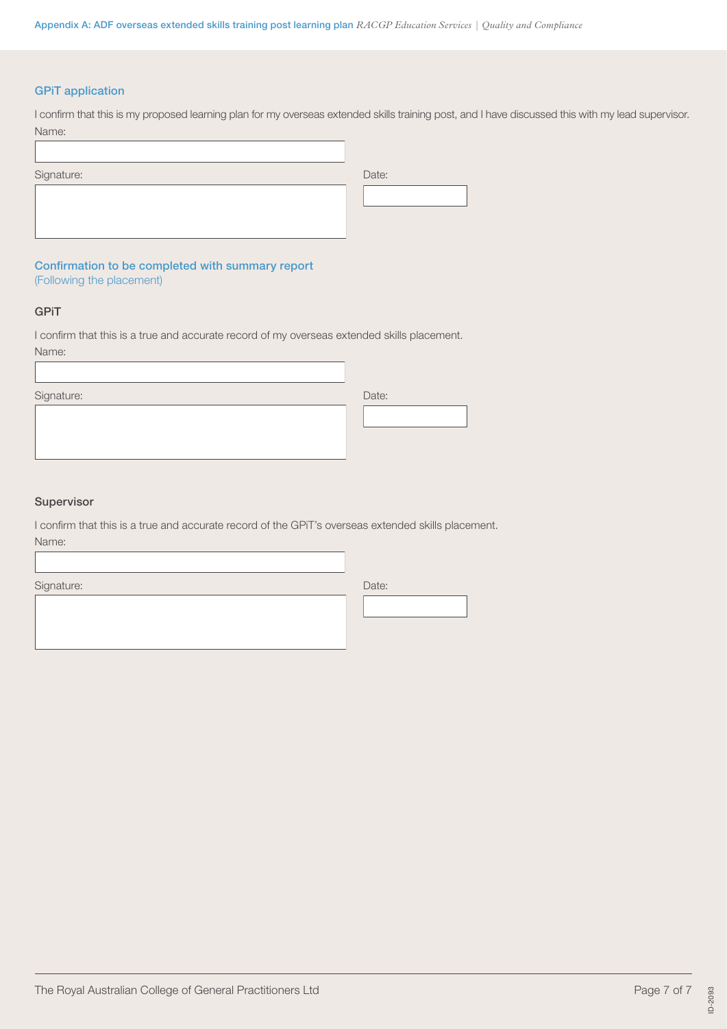## GPiT application

I confirm that this is my proposed learning plan for my overseas extended skills training post, and I have discussed this with my lead supervisor.

Name:

Signature:

Date:

## Confirmation to be completed with summary report

(Following the placement)

### GPiT

I confirm that this is a true and accurate record of my overseas extended skills placement.

Name:

Signature:

Date:

### Supervisor

I confirm that this is a true and accurate record of the GPiT's overseas extended skills placement.

Name:

Signature:

Date: